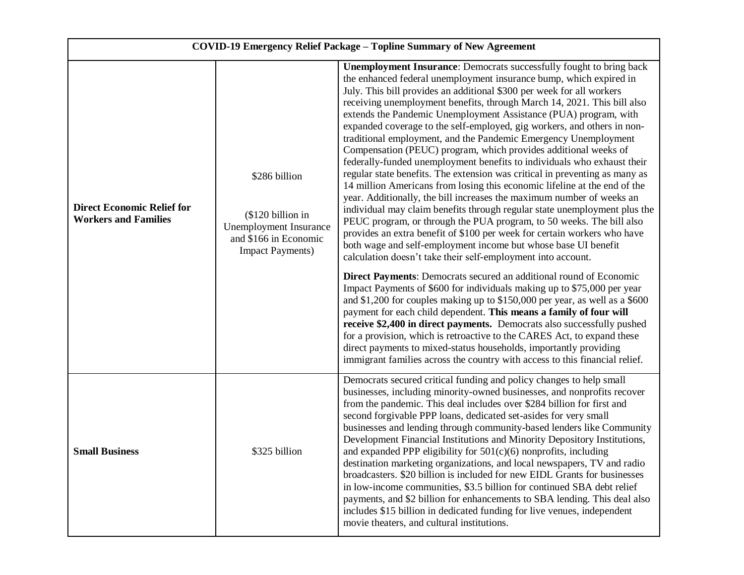| COVID-19 Emergency Relief Package – Topline Summary of New Agreement | | |
|---|---|---|
| **Direct Economic Relief for Workers and Families** | \$286 billion<br><br>(\$120 billion in Unemployment Insurance and \$166 in Economic Impact Payments) | **Unemployment Insurance**: Democrats successfully fought to bring back the enhanced federal unemployment insurance bump, which expired in July. This bill provides an additional \$300 per week for all workers receiving unemployment benefits, through March 14, 2021. This bill also extends the Pandemic Unemployment Assistance (PUA) program, with expanded coverage to the self-employed, gig workers, and others in non-traditional employment, and the Pandemic Emergency Unemployment Compensation (PEUC) program, which provides additional weeks of federally-funded unemployment benefits to individuals who exhaust their regular state benefits. The extension was critical in preventing as many as 14 million Americans from losing this economic lifeline at the end of the year. Additionally, the bill increases the maximum number of weeks an individual may claim benefits through regular state unemployment plus the PEUC program, or through the PUA program, to 50 weeks. The bill also provides an extra benefit of \$100 per week for certain workers who have both wage and self-employment income but whose base UI benefit calculation doesn't take their self-employment into account.<br><br>**Direct Payments**: Democrats secured an additional round of Economic Impact Payments of \$600 for individuals making up to \$75,000 per year and \$1,200 for couples making up to \$150,000 per year, as well as a \$600 payment for each child dependent. **This means a family of four will receive \$2,400 in direct payments.** Democrats also successfully pushed for a provision, which is retroactive to the CARES Act, to expand these direct payments to mixed-status households, importantly providing immigrant families across the country with access to this financial relief. |
| **Small Business** | \$325 billion | Democrats secured critical funding and policy changes to help small businesses, including minority-owned businesses, and nonprofits recover from the pandemic. This deal includes over \$284 billion for first and second forgivable PPP loans, dedicated set-asides for very small businesses and lending through community-based lenders like Community Development Financial Institutions and Minority Depository Institutions, and expanded PPP eligibility for 501(c)(6) nonprofits, including destination marketing organizations, and local newspapers, TV and radio broadcasters. \$20 billion is included for new EIDL Grants for businesses in low-income communities, \$3.5 billion for continued SBA debt relief payments, and \$2 billion for enhancements to SBA lending. This deal also includes \$15 billion in dedicated funding for live venues, independent movie theaters, and cultural institutions. |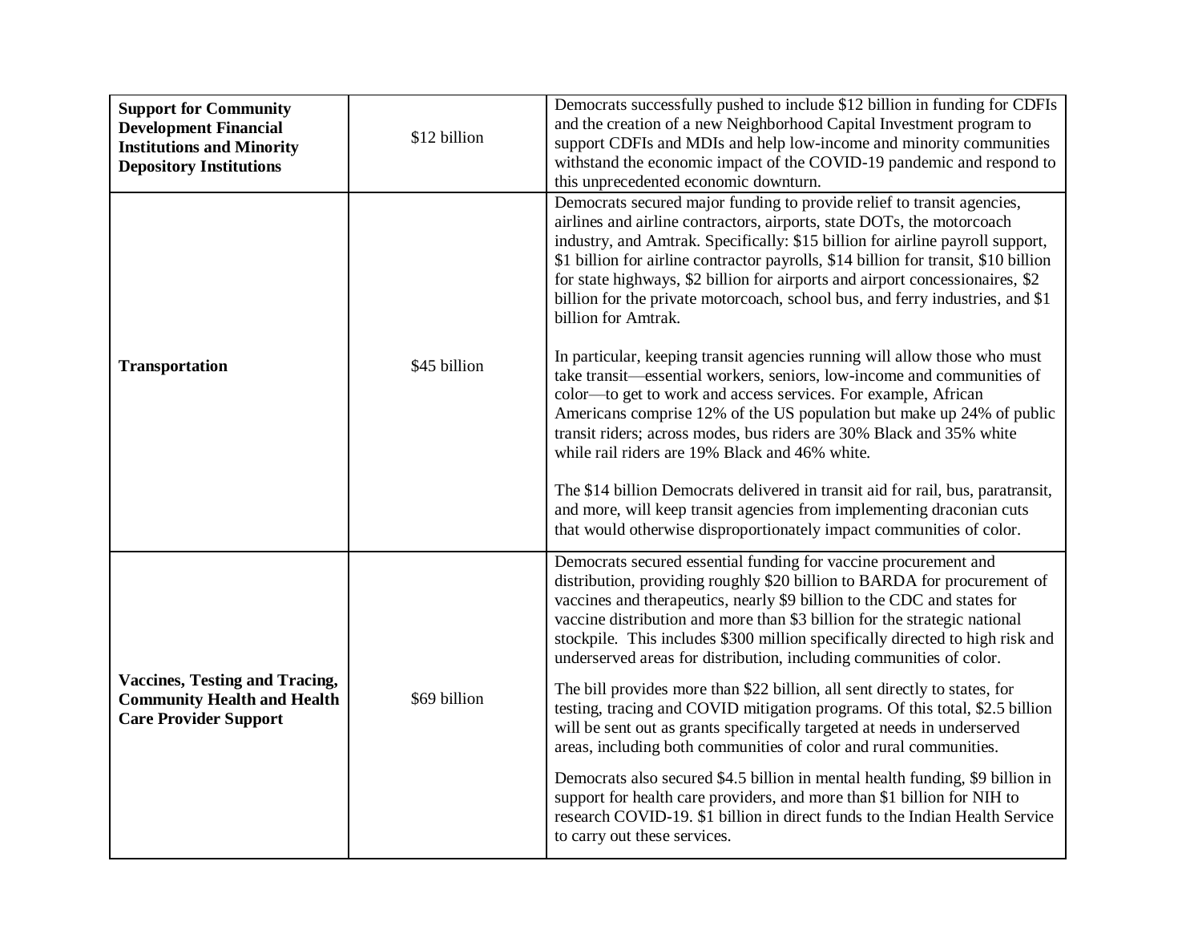| | | |
|---|---|---|
| **Support for Community Development Financial Institutions and Minority Depository Institutions** | $12 billion | Democrats successfully pushed to include $12 billion in funding for CDFIs and the creation of a new Neighborhood Capital Investment program to support CDFIs and MDIs and help low-income and minority communities withstand the economic impact of the COVID-19 pandemic and respond to this unprecedented economic downturn. |
| **Transportation** | $45 billion | Democrats secured major funding to provide relief to transit agencies, airlines and airline contractors, airports, state DOTs, the motorcoach industry, and Amtrak. Specifically: $15 billion for airline payroll support, $1 billion for airline contractor payrolls, $14 billion for transit, $10 billion for state highways, $2 billion for airports and airport concessionaires, $2 billion for the private motorcoach, school bus, and ferry industries, and $1 billion for Amtrak.<br><br>In particular, keeping transit agencies running will allow those who must take transit—essential workers, seniors, low-income and communities of color—to get to work and access services. For example, African Americans comprise 12% of the US population but make up 24% of public transit riders; across modes, bus riders are 30% Black and 35% white while rail riders are 19% Black and 46% white.<br><br>The $14 billion Democrats delivered in transit aid for rail, bus, paratransit, and more, will keep transit agencies from implementing draconian cuts that would otherwise disproportionately impact communities of color. |
| **Vaccines, Testing and Tracing, Community Health and Health Care Provider Support** | $69 billion | Democrats secured essential funding for vaccine procurement and distribution, providing roughly $20 billion to BARDA for procurement of vaccines and therapeutics, nearly $9 billion to the CDC and states for vaccine distribution and more than $3 billion for the strategic national stockpile. This includes $300 million specifically directed to high risk and underserved areas for distribution, including communities of color.<br><br>The bill provides more than $22 billion, all sent directly to states, for testing, tracing and COVID mitigation programs. Of this total, $2.5 billion will be sent out as grants specifically targeted at needs in underserved areas, including both communities of color and rural communities.<br><br>Democrats also secured $4.5 billion in mental health funding, $9 billion in support for health care providers, and more than $1 billion for NIH to research COVID-19. $1 billion in direct funds to the Indian Health Service to carry out these services. |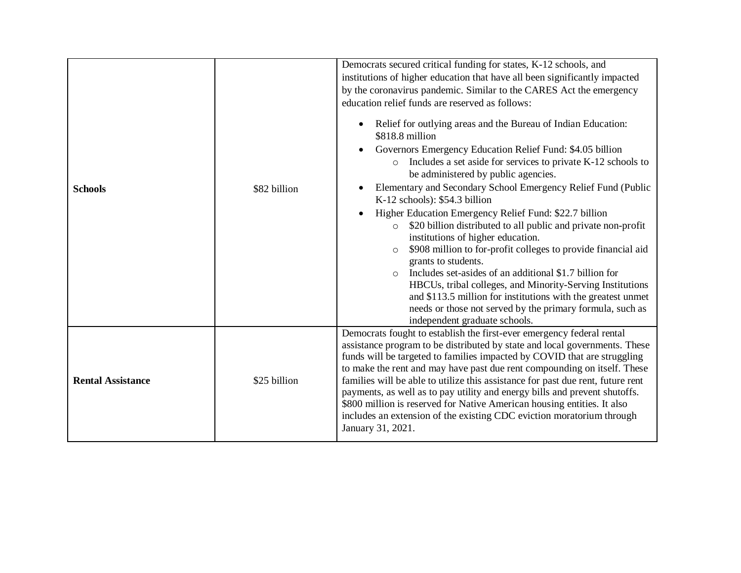| | | |
|---|---|---|
| **Schools** | $82 billion | Democrats secured critical funding for states, K-12 schools, and institutions of higher education that have all been significantly impacted by the coronavirus pandemic. Similar to the CARES Act the emergency education relief funds are reserved as follows:<br><br>• Relief for outlying areas and the Bureau of Indian Education: $818.8 million<br>• Governors Emergency Education Relief Fund: $4.05 billion<br>&nbsp;&nbsp;&nbsp;&nbsp;○ Includes a set aside for services to private K-12 schools to be administered by public agencies.<br>• Elementary and Secondary School Emergency Relief Fund (Public K-12 schools): $54.3 billion<br>• Higher Education Emergency Relief Fund: $22.7 billion<br>&nbsp;&nbsp;&nbsp;&nbsp;○ $20 billion distributed to all public and private non-profit institutions of higher education.<br>&nbsp;&nbsp;&nbsp;&nbsp;○ $908 million to for-profit colleges to provide financial aid grants to students.<br>&nbsp;&nbsp;&nbsp;&nbsp;○ Includes set-asides of an additional $1.7 billion for HBCUs, tribal colleges, and Minority-Serving Institutions and $113.5 million for institutions with the greatest unmet needs or those not served by the primary formula, such as independent graduate schools. |
| **Rental Assistance** | $25 billion | Democrats fought to establish the first-ever emergency federal rental assistance program to be distributed by state and local governments. These funds will be targeted to families impacted by COVID that are struggling to make the rent and may have past due rent compounding on itself. These families will be able to utilize this assistance for past due rent, future rent payments, as well as to pay utility and energy bills and prevent shutoffs. $800 million is reserved for Native American housing entities. It also includes an extension of the existing CDC eviction moratorium through January 31, 2021. |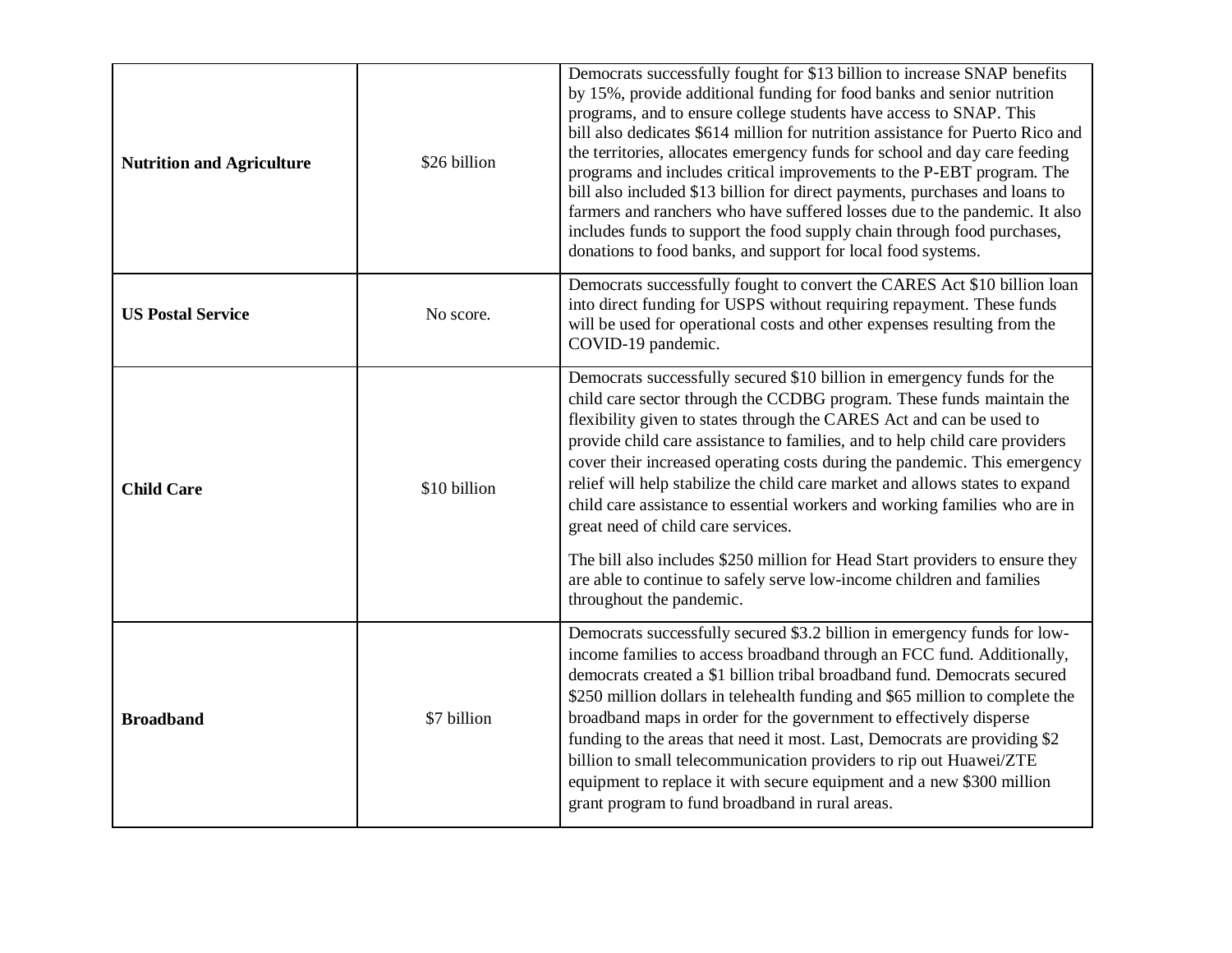| | | |
|---|---|---|
| **Nutrition and Agriculture** | $26 billion | Democrats successfully fought for $13 billion to increase SNAP benefits by 15%, provide additional funding for food banks and senior nutrition programs, and to ensure college students have access to SNAP. This bill also dedicates $614 million for nutrition assistance for Puerto Rico and the territories, allocates emergency funds for school and day care feeding programs and includes critical improvements to the P-EBT program. The bill also included $13 billion for direct payments, purchases and loans to farmers and ranchers who have suffered losses due to the pandemic. It also includes funds to support the food supply chain through food purchases, donations to food banks, and support for local food systems. |
| **US Postal Service** | No score. | Democrats successfully fought to convert the CARES Act $10 billion loan into direct funding for USPS without requiring repayment. These funds will be used for operational costs and other expenses resulting from the COVID-19 pandemic. |
| **Child Care** | $10 billion | Democrats successfully secured $10 billion in emergency funds for the child care sector through the CCDBG program. These funds maintain the flexibility given to states through the CARES Act and can be used to provide child care assistance to families, and to help child care providers cover their increased operating costs during the pandemic. This emergency relief will help stabilize the child care market and allows states to expand child care assistance to essential workers and working families who are in great need of child care services.<br><br>The bill also includes $250 million for Head Start providers to ensure they are able to continue to safely serve low-income children and families throughout the pandemic. |
| **Broadband** | $7 billion | Democrats successfully secured $3.2 billion in emergency funds for low-income families to access broadband through an FCC fund. Additionally, democrats created a $1 billion tribal broadband fund. Democrats secured $250 million dollars in telehealth funding and $65 million to complete the broadband maps in order for the government to effectively disperse funding to the areas that need it most. Last, Democrats are providing $2 billion to small telecommunication providers to rip out Huawei/ZTE equipment to replace it with secure equipment and a new $300 million grant program to fund broadband in rural areas. |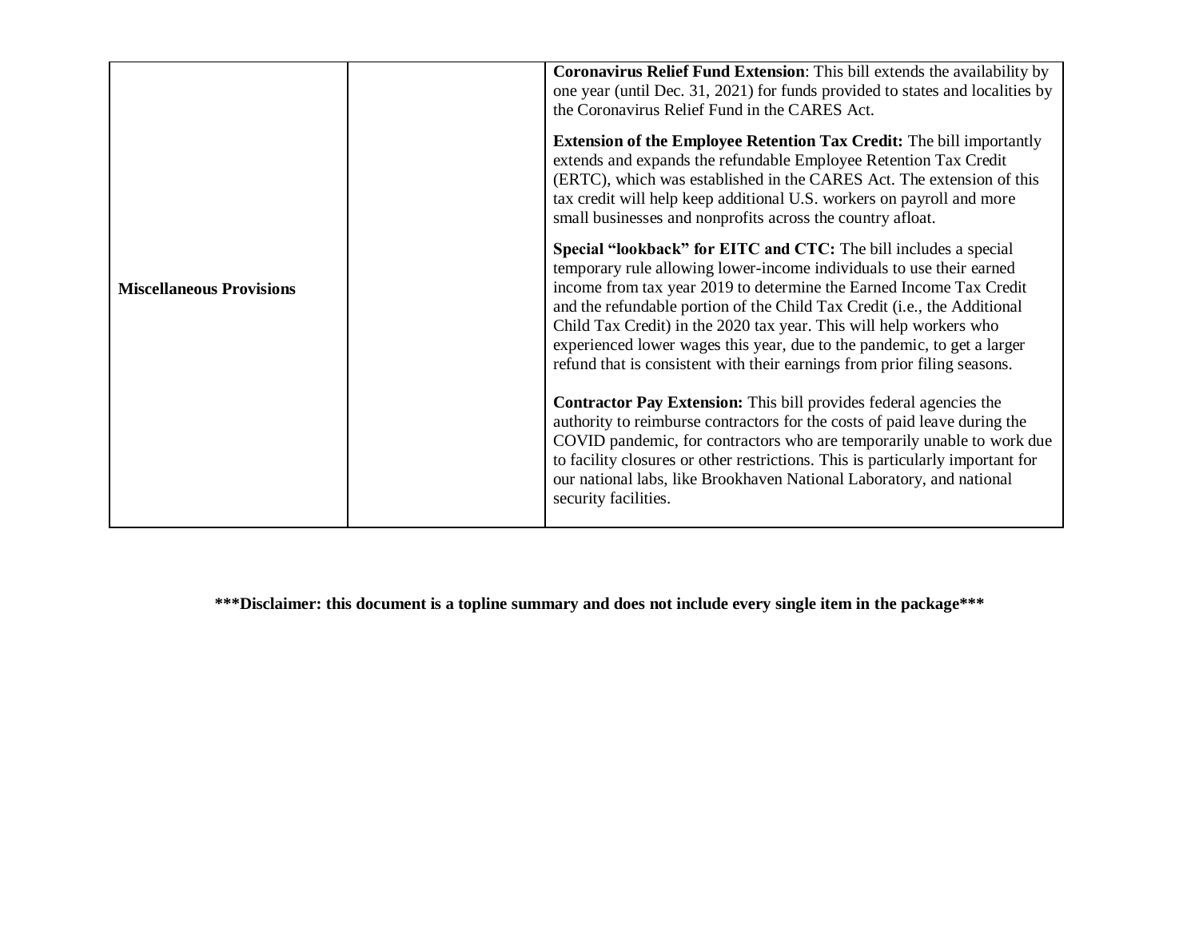| | | |
|---|---|---|
| **Miscellaneous Provisions** | | **Coronavirus Relief Fund Extension**: This bill extends the availability by one year (until Dec. 31, 2021) for funds provided to states and localities by the Coronavirus Relief Fund in the CARES Act.<br><br>**Extension of the Employee Retention Tax Credit:** The bill importantly extends and expands the refundable Employee Retention Tax Credit (ERTC), which was established in the CARES Act. The extension of this tax credit will help keep additional U.S. workers on payroll and more small businesses and nonprofits across the country afloat.<br><br>**Special "lookback" for EITC and CTC:** The bill includes a special temporary rule allowing lower-income individuals to use their earned income from tax year 2019 to determine the Earned Income Tax Credit and the refundable portion of the Child Tax Credit (i.e., the Additional Child Tax Credit) in the 2020 tax year. This will help workers who experienced lower wages this year, due to the pandemic, to get a larger refund that is consistent with their earnings from prior filing seasons.<br><br>**Contractor Pay Extension:** This bill provides federal agencies the authority to reimburse contractors for the costs of paid leave during the COVID pandemic, for contractors who are temporarily unable to work due to facility closures or other restrictions. This is particularly important for our national labs, like Brookhaven National Laboratory, and national security facilities. |

**\*\*\*Disclaimer: this document is a topline summary and does not include every single item in the package\*\*\***